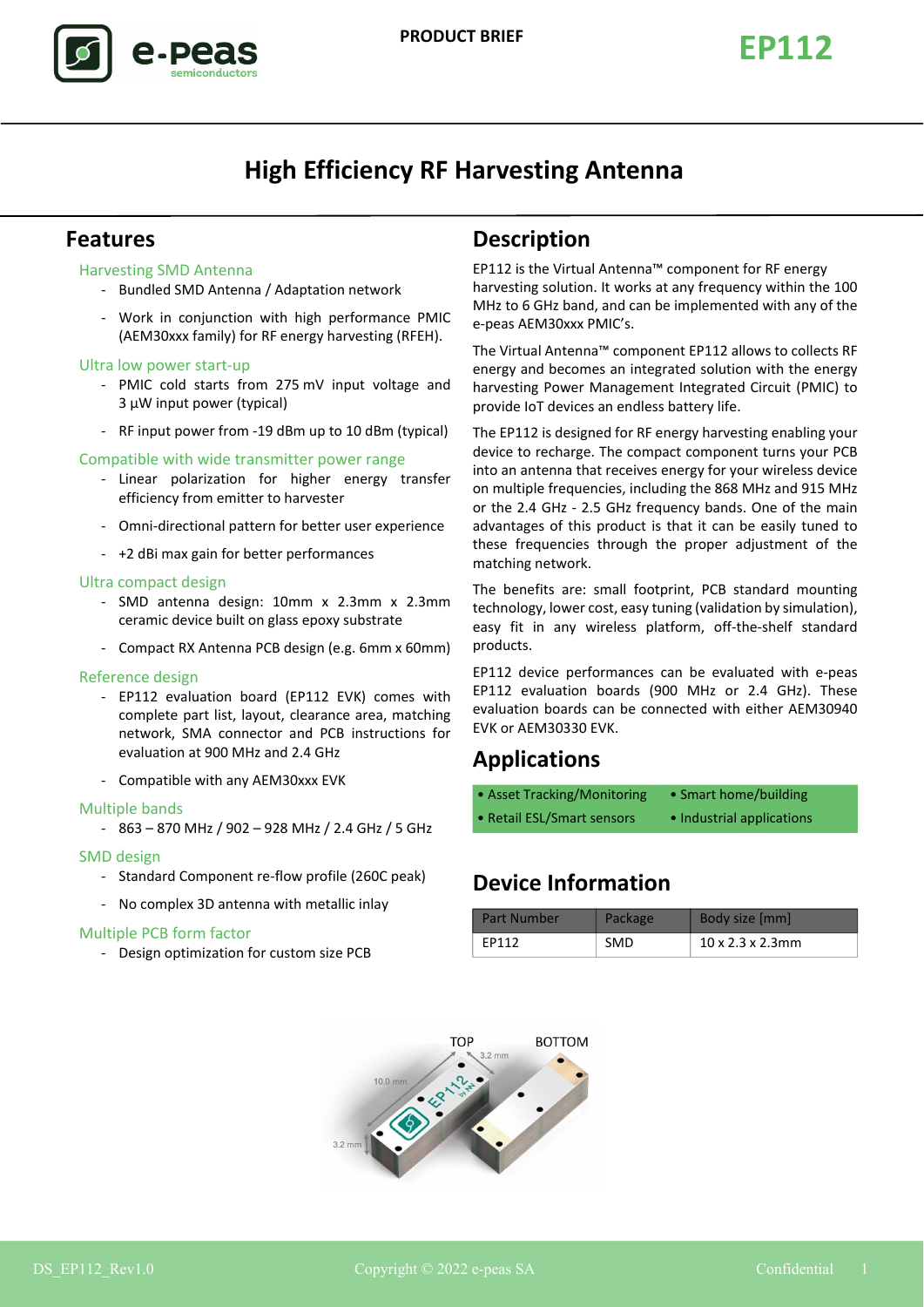PRODUCT BRIEF

# EP112

## High Efficiency RF Harvesting Antenna

## Features

### Harvesting SMD Antenna

- Bundled SMD Antenna / Adaptation network
- Work in conjunction with high performance PMIC (AEM30xxx family) for RF energy harvesting (RFEH).

### Ultra low power start-up

- PMIC cold starts from 275 mV input voltage and 3 µW input power (typical)
- RF input power from -19 dBm up to 10 dBm (typical)

### Compatible with wide transmitter power range

- Linear polarization for higher energy transfer efficiency from emitter to harvester
- Omni-directional pattern for better user experience
- +2 dBi max gain for better performances

### Ultra compact design

- SMD antenna design: 10mm x 2.3mm x 2.3mm ceramic device built on glass epoxy substrate
- Compact RX Antenna PCB design (e.g. 6mm x 60mm)

### Reference design

- EP112 evaluation board (EP112 EVK) comes with complete part list, layout, clearance area, matching network, SMA connector and PCB instructions for evaluation at 900 MHz and 2.4 GHz
- Compatible with any AEM30xxx EVK

### Multiple bands

- 863 – 870 MHz / 902 – 928 MHz / 2.4 GHz / 5 GHz

### SMD design

- Standard Component re-flow profile (260C peak)
- No complex 3D antenna with metallic inlay

### Multiple PCB form factor

- Design optimization for custom size PCB

## Description

EP112 is the Virtual Antenna™ component for RF energy harvesting solution. It works at any frequency within the 100 MHz to 6 GHz band, and can be implemented with any of the e-peas AEM30xxx PMIC's.

The Virtual Antenna™ component EP112 allows to collects RF energy and becomes an integrated solution with the energy harvesting Power Management Integrated Circuit (PMIC) to provide IoT devices an endless battery life.

The EP112 is designed for RF energy harvesting enabling your device to recharge. The compact component turns your PCB into an antenna that receives energy for your wireless device on multiple frequencies, including the 868 MHz and 915 MHz or the 2.4 GHz - 2.5 GHz frequency bands. One of the main advantages of this product is that it can be easily tuned to these frequencies through the proper adjustment of the matching network.

The benefits are: small footprint, PCB standard mounting technology, lower cost, easy tuning (validation by simulation), easy fit in any wireless platform, off-the-shelf standard products.

EP112 device performances can be evaluated with e-peas EP112 evaluation boards (900 MHz or 2.4 GHz). These evaluation boards can be connected with either AEM30940 EVK or AEM30330 EVK.

## Applications

- Asset Tracking/Monitoring
- Smart home/building
- Retail ESL/Smart sensors
- Industrial applications

## Device Information

| Part Number | Package | Body size [mm] |
|---|---|---|
| EP112 | SMD | 10 x 2.3 x 2.3mm |

TOP BOTTOM

10.0 mm 3.2 mm 3.2 mm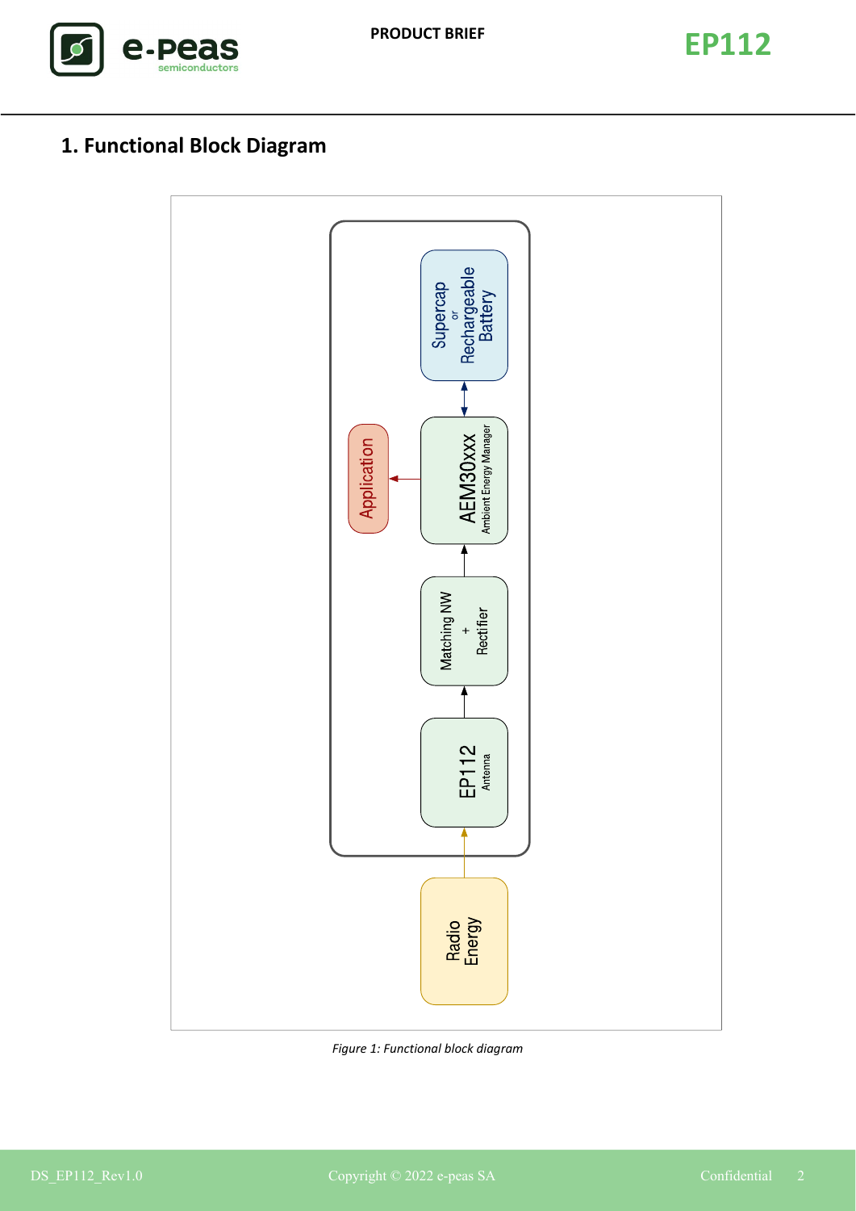# 1. Functional Block Diagram

Supercap
or
Rechargeable
Battery

Application

AEM30xxx
Ambient Energy Manager

Matching NW
+
Rectifier

EP112
Antenna

Radio
Energy

*Figure 1: Functional block diagram*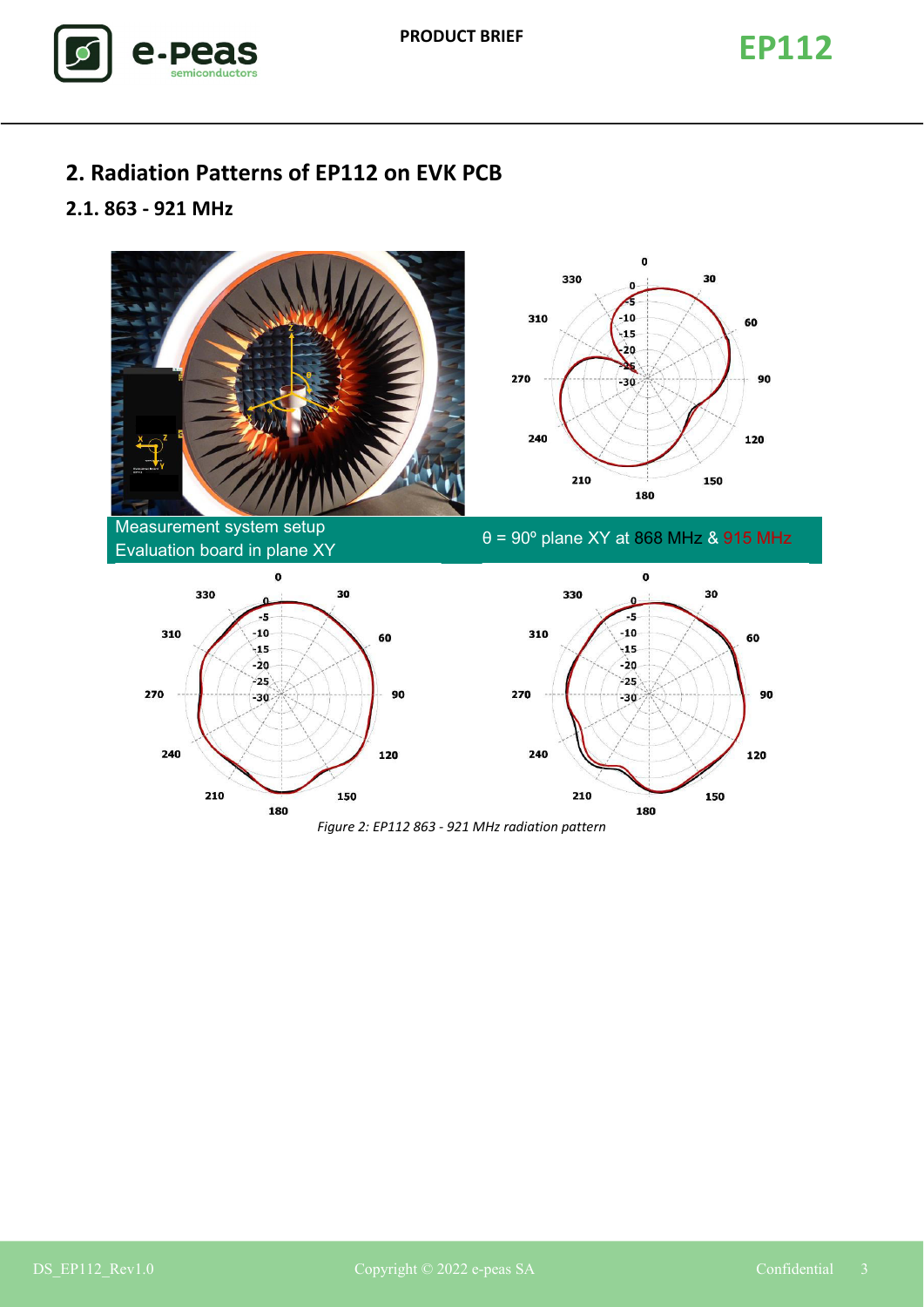## 2. Radiation Patterns of EP112 on EVK PCB

### 2.1. 863 - 921 MHz

Measurement system setup
Evaluation board in plane XY

θ = 90º plane XY at 868 MHz & 915 MHz

*Figure 2: EP112 863 - 921 MHz radiation pattern*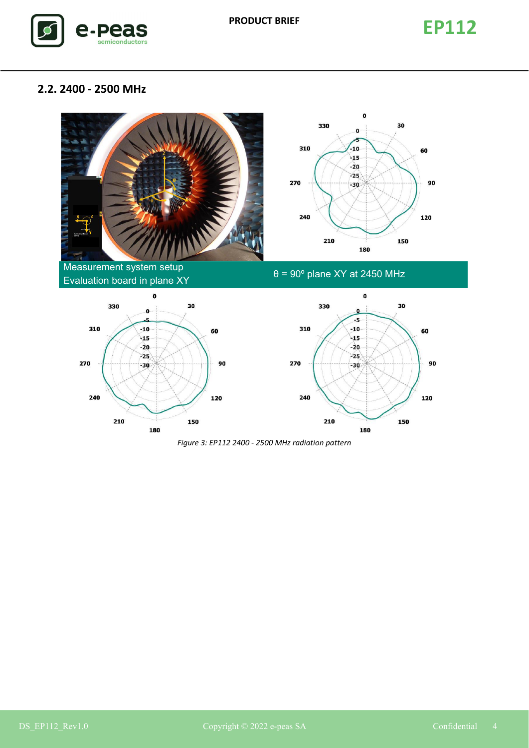## 2.2. 2400 - 2500 MHz

Measurement system setup
Evaluation board in plane XY

θ = 90º plane XY at 2450 MHz

0
30
60
90
120
150
180
210
240
270
310
330

0
-5
-10
-15
-20
-25
-30

*Figure 3: EP112 2400 - 2500 MHz radiation pattern*